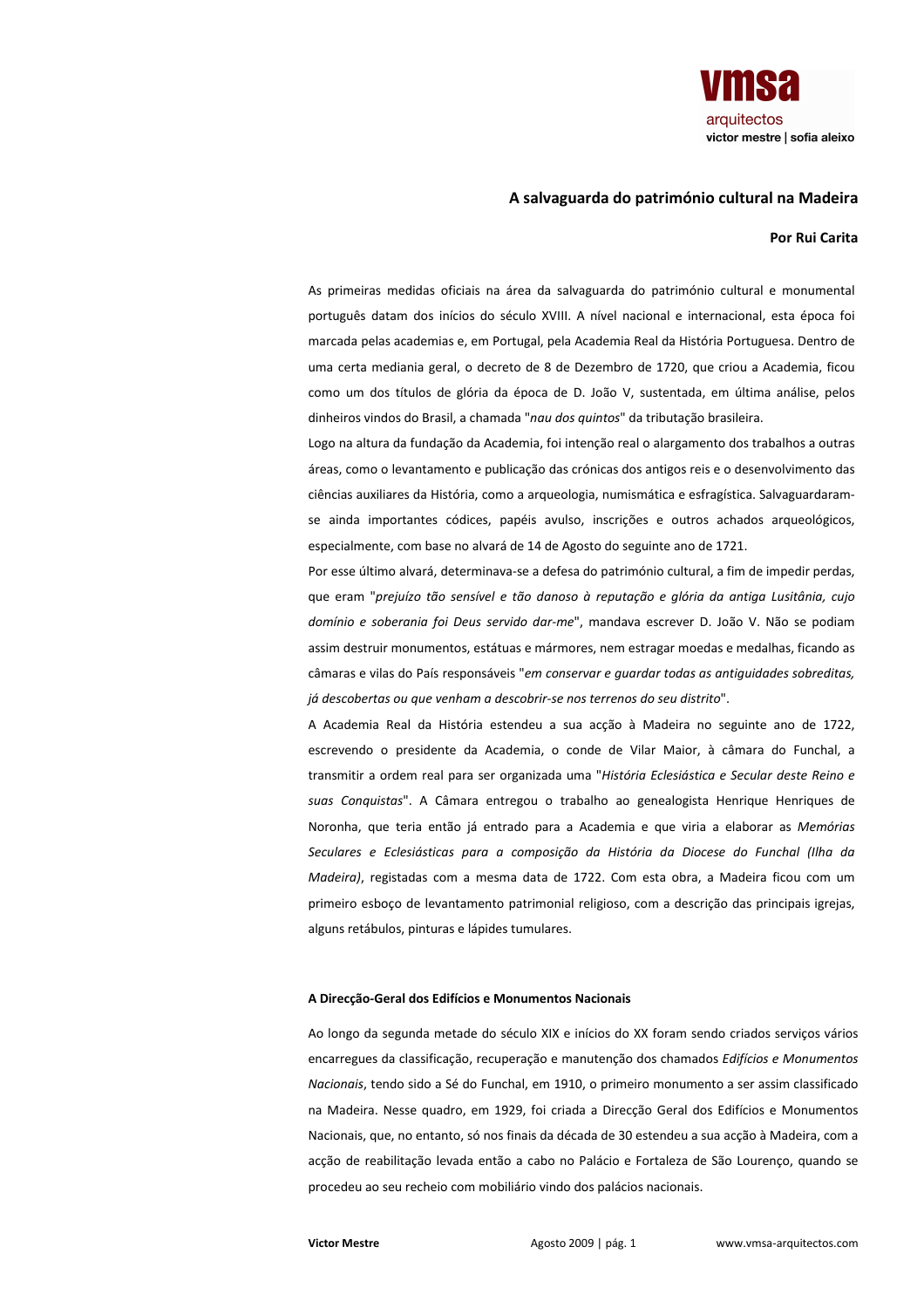# A salvaguarda do património cultural na Madeira

**Por Rui Carita**

As primeiras medidas oficiais na área da salvaguarda do património cultural e monumental português datam dos inícios do século XVIII. A nível nacional e internacional, esta época foi marcada pelas academias e, em Portugal, pela Academia Real da História Portuguesa. Dentro de uma certa mediania geral, o decreto de 8 de Dezembro de 1720, que criou a Academia, ficou como um dos títulos de glória da época de D. João V, sustentada, em última análise, pelos dinheiros vindos do Brasil, a chamada "*nau dos quintos*" da tributação brasileira.

Logo na altura da fundação da Academia, foi intenção real o alargamento dos trabalhos a outras áreas, como o levantamento e publicação das crónicas dos antigos reis e o desenvolvimento das ciências auxiliares da História, como a arqueologia, numismática e esfragística. Salvaguardaram-se ainda importantes códices, papéis avulso, inscrições e outros achados arqueológicos, especialmente, com base no alvará de 14 de Agosto do seguinte ano de 1721.

Por esse último alvará, determinava-se a defesa do património cultural, a fim de impedir perdas, que eram "*prejuízo tão sensível e tão danoso à reputação e glória da antiga Lusitânia, cujo domínio e soberania foi Deus servido dar-me*", mandava escrever D. João V. Não se podiam assim destruir monumentos, estátuas e mármores, nem estragar moedas e medalhas, ficando as câmaras e vilas do País responsáveis "*em conservar e guardar todas as antiguidades sobreditas, já descobertas ou que venham a descobrir-se nos terrenos do seu distrito*".

A Academia Real da História estendeu a sua acção à Madeira no seguinte ano de 1722, escrevendo o presidente da Academia, o conde de Vilar Maior, à câmara do Funchal, a transmitir a ordem real para ser organizada uma "*História Eclesiástica e Secular deste Reino e suas Conquistas*". A Câmara entregou o trabalho ao genealogista Henrique Henriques de Noronha, que teria então já entrado para a Academia e que viria a elaborar as *Memórias Seculares e Eclesiásticas para a composição da História da Diocese do Funchal (Ilha da Madeira)*, registadas com a mesma data de 1722. Com esta obra, a Madeira ficou com um primeiro esboço de levantamento patrimonial religioso, com a descrição das principais igrejas, alguns retábulos, pinturas e lápides tumulares.

### A Direcção-Geral dos Edifícios e Monumentos Nacionais

Ao longo da segunda metade do século XIX e inícios do XX foram sendo criados serviços vários encarregues da classificação, recuperação e manutenção dos chamados *Edifícios e Monumentos Nacionais*, tendo sido a Sé do Funchal, em 1910, o primeiro monumento a ser assim classificado na Madeira. Nesse quadro, em 1929, foi criada a Direcção Geral dos Edifícios e Monumentos Nacionais, que, no entanto, só nos finais da década de 30 estendeu a sua acção à Madeira, com a acção de reabilitação levada então a cabo no Palácio e Fortaleza de São Lourenço, quando se procedeu ao seu recheio com mobiliário vindo dos palácios nacionais.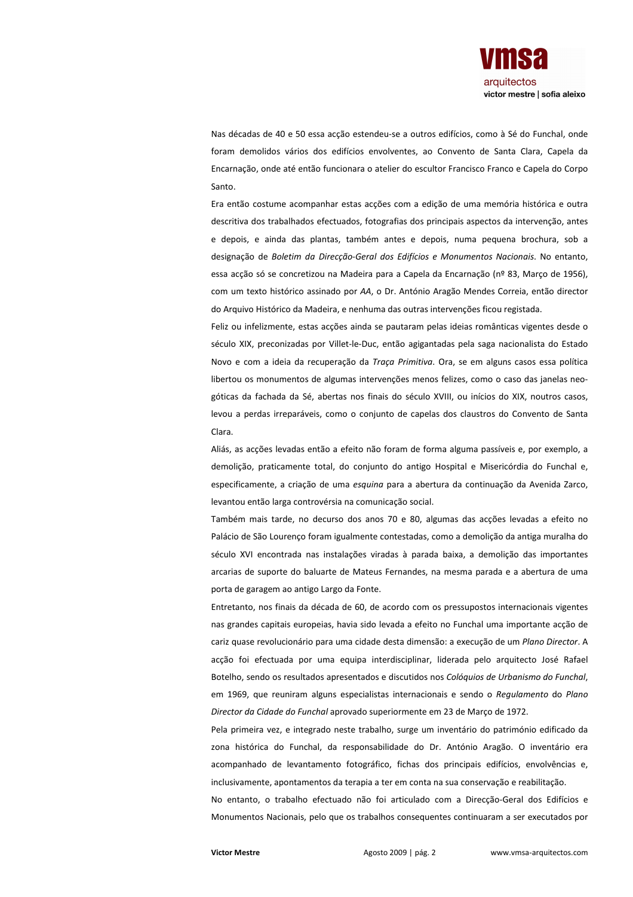Nas décadas de 40 e 50 essa acção estendeu-se a outros edifícios, como à Sé do Funchal, onde foram demolidos vários dos edifícios envolventes, ao Convento de Santa Clara, Capela da Encarnação, onde até então funcionara o atelier do escultor Francisco Franco e Capela do Corpo Santo.

Era então costume acompanhar estas acções com a edição de uma memória histórica e outra descritiva dos trabalhados efectuados, fotografias dos principais aspectos da intervenção, antes e depois, e ainda das plantas, também antes e depois, numa pequena brochura, sob a designação de *Boletim da Direcção-Geral dos Edifícios e Monumentos Nacionais*. No entanto, essa acção só se concretizou na Madeira para a Capela da Encarnação (nº 83, Março de 1956), com um texto histórico assinado por *AA*, o Dr. António Aragão Mendes Correia, então director do Arquivo Histórico da Madeira, e nenhuma das outras intervenções ficou registada.

Feliz ou infelizmente, estas acções ainda se pautaram pelas ideias românticas vigentes desde o século XIX, preconizadas por Villet-le-Duc, então agigantadas pela saga nacionalista do Estado Novo e com a ideia da recuperação da *Traça Primitiva*. Ora, se em alguns casos essa política libertou os monumentos de algumas intervenções menos felizes, como o caso das janelas neo-góticas da fachada da Sé, abertas nos finais do século XVIII, ou inícios do XIX, noutros casos, levou a perdas irreparáveis, como o conjunto de capelas dos claustros do Convento de Santa Clara.

Aliás, as acções levadas então a efeito não foram de forma alguma passíveis e, por exemplo, a demolição, praticamente total, do conjunto do antigo Hospital e Misericórdia do Funchal e, especificamente, a criação de uma *esquina* para a abertura da continuação da Avenida Zarco, levantou então larga controvérsia na comunicação social.

Também mais tarde, no decurso dos anos 70 e 80, algumas das acções levadas a efeito no Palácio de São Lourenço foram igualmente contestadas, como a demolição da antiga muralha do século XVI encontrada nas instalações viradas à parada baixa, a demolição das importantes arcarias de suporte do baluarte de Mateus Fernandes, na mesma parada e a abertura de uma porta de garagem ao antigo Largo da Fonte.

Entretanto, nos finais da década de 60, de acordo com os pressupostos internacionais vigentes nas grandes capitais europeias, havia sido levada a efeito no Funchal uma importante acção de cariz quase revolucionário para uma cidade desta dimensão: a execução de um *Plano Director*. A acção foi efectuada por uma equipa interdisciplinar, liderada pelo arquitecto José Rafael Botelho, sendo os resultados apresentados e discutidos nos *Colóquios de Urbanismo do Funchal*, em 1969, que reuniram alguns especialistas internacionais e sendo o *Regulamento* do *Plano Director da Cidade do Funchal* aprovado superiormente em 23 de Março de 1972.

Pela primeira vez, e integrado neste trabalho, surge um inventário do património edificado da zona histórica do Funchal, da responsabilidade do Dr. António Aragão. O inventário era acompanhado de levantamento fotográfico, fichas dos principais edifícios, envolvências e, inclusivamente, apontamentos da terapia a ter em conta na sua conservação e reabilitação.

No entanto, o trabalho efectuado não foi articulado com a Direcção-Geral dos Edifícios e Monumentos Nacionais, pelo que os trabalhos consequentes continuaram a ser executados por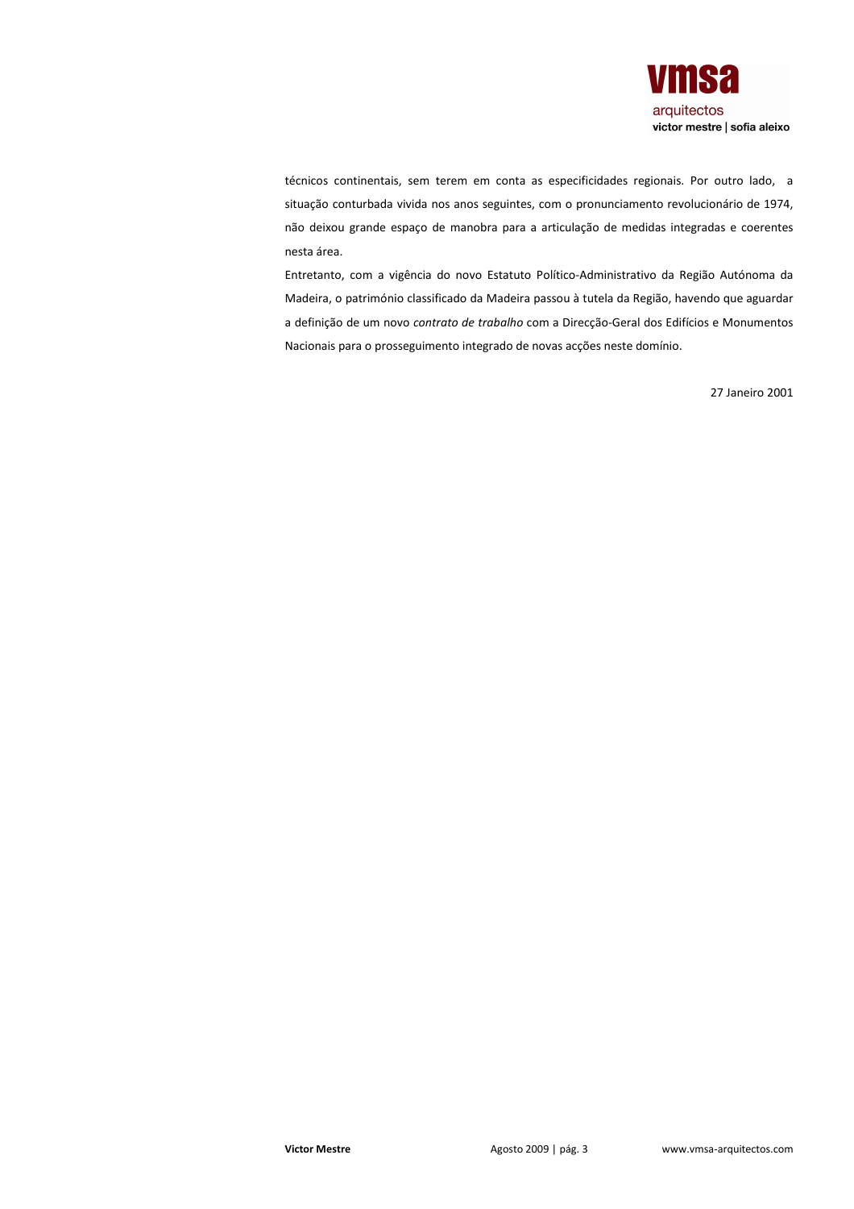técnicos continentais, sem terem em conta as especificidades regionais. Por outro lado, a situação conturbada vivida nos anos seguintes, com o pronunciamento revolucionário de 1974, não deixou grande espaço de manobra para a articulação de medidas integradas e coerentes nesta área.

Entretanto, com a vigência do novo Estatuto Político-Administrativo da Região Autónoma da Madeira, o património classificado da Madeira passou à tutela da Região, havendo que aguardar a definição de um novo *contrato de trabalho* com a Direcção-Geral dos Edifícios e Monumentos Nacionais para o prosseguimento integrado de novas acções neste domínio.

27 Janeiro 2001